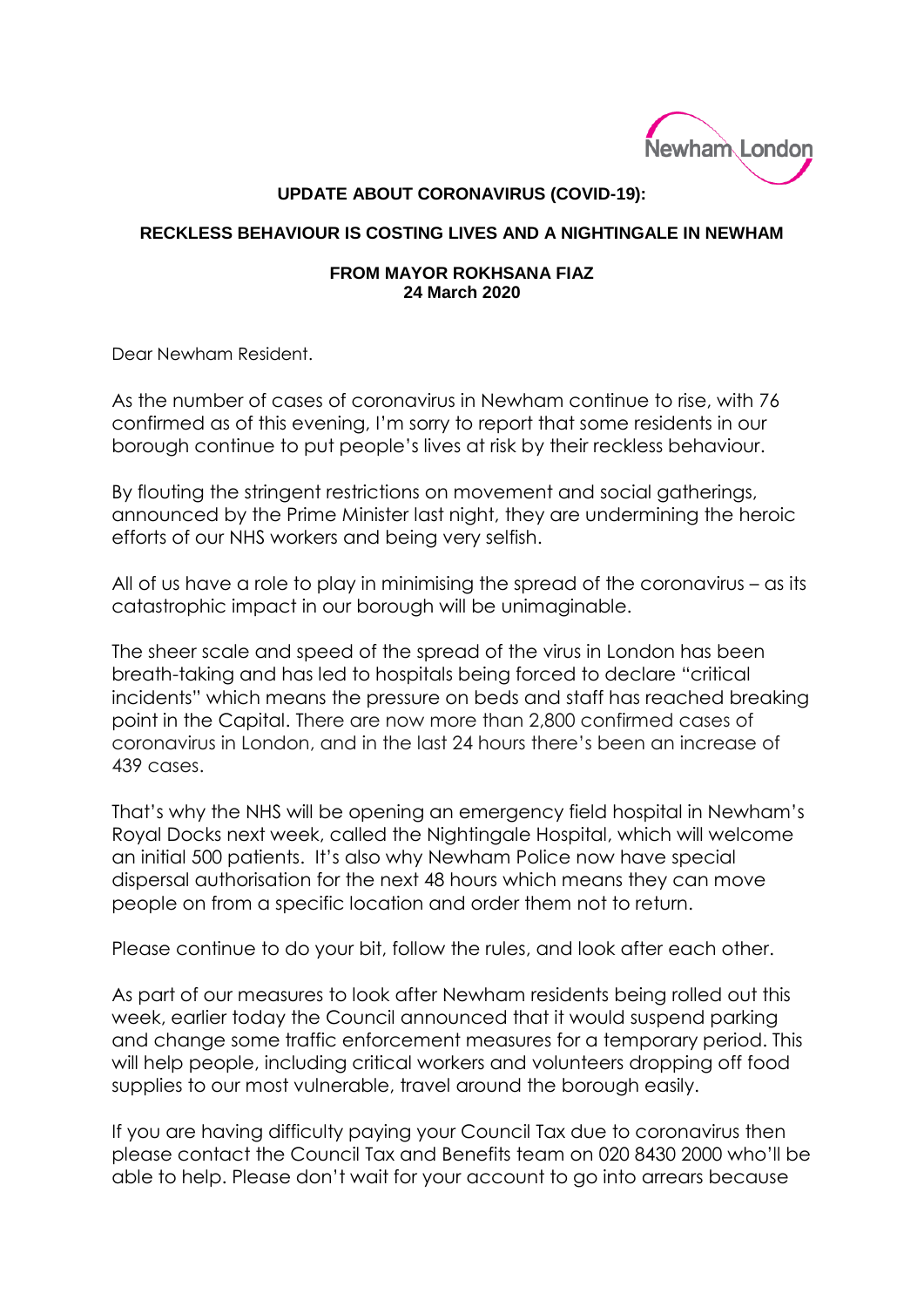Newham London

**UPDATE ABOUT CORONAVIRUS (COVID-19):**

**RECKLESS BEHAVIOUR IS COSTING LIVES AND A NIGHTINGALE IN NEWHAM**

**FROM MAYOR ROKHSANA FIAZ**
**24 March 2020**

Dear Newham Resident.

As the number of cases of coronavirus in Newham continue to rise, with 76 confirmed as of this evening, I'm sorry to report that some residents in our borough continue to put people's lives at risk by their reckless behaviour.

By flouting the stringent restrictions on movement and social gatherings, announced by the Prime Minister last night, they are undermining the heroic efforts of our NHS workers and being very selfish.

All of us have a role to play in minimising the spread of the coronavirus – as its catastrophic impact in our borough will be unimaginable.

The sheer scale and speed of the spread of the virus in London has been breath-taking and has led to hospitals being forced to declare "critical incidents" which means the pressure on beds and staff has reached breaking point in the Capital. There are now more than 2,800 confirmed cases of coronavirus in London, and in the last 24 hours there's been an increase of 439 cases.

That's why the NHS will be opening an emergency field hospital in Newham's Royal Docks next week, called the Nightingale Hospital, which will welcome an initial 500 patients. It's also why Newham Police now have special dispersal authorisation for the next 48 hours which means they can move people on from a specific location and order them not to return.

Please continue to do your bit, follow the rules, and look after each other.

As part of our measures to look after Newham residents being rolled out this week, earlier today the Council announced that it would suspend parking and change some traffic enforcement measures for a temporary period. This will help people, including critical workers and volunteers dropping off food supplies to our most vulnerable, travel around the borough easily.

If you are having difficulty paying your Council Tax due to coronavirus then please contact the Council Tax and Benefits team on 020 8430 2000 who'll be able to help. Please don't wait for your account to go into arrears because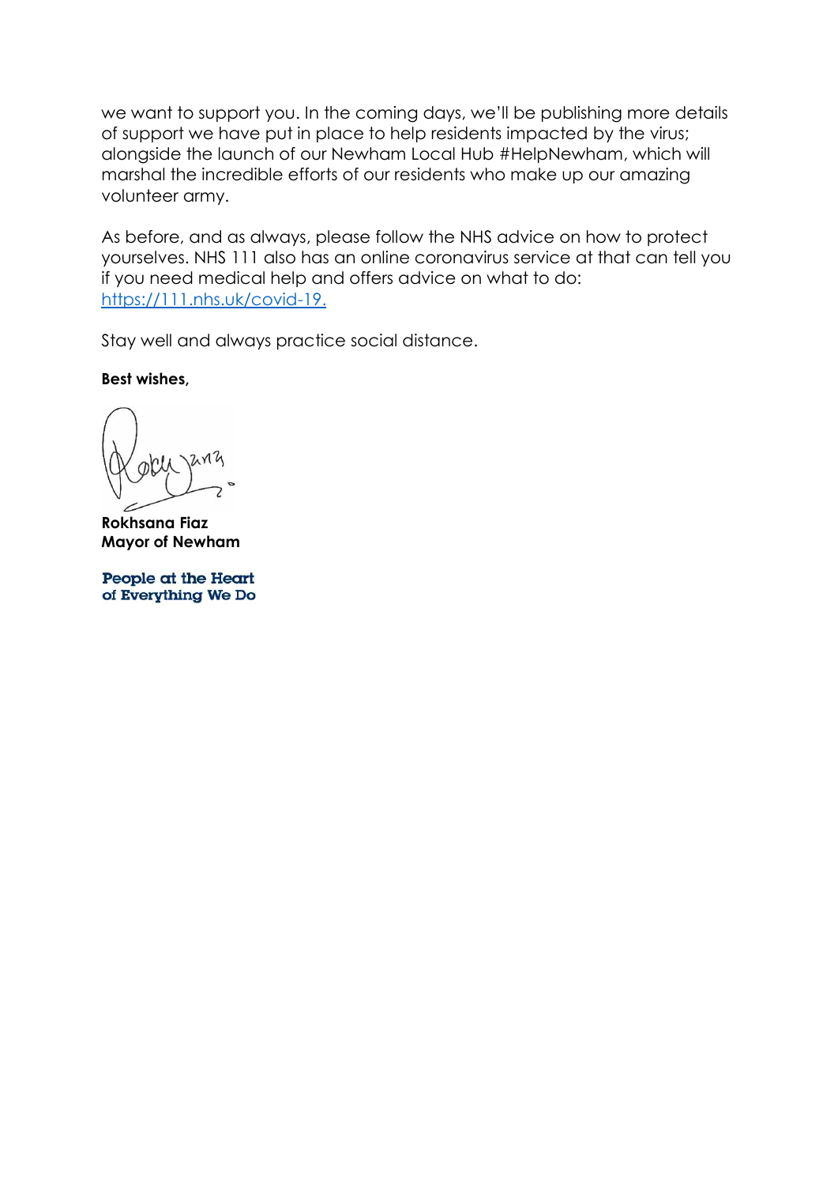we want to support you. In the coming days, we'll be publishing more details of support we have put in place to help residents impacted by the virus; alongside the launch of our Newham Local Hub #HelpNewham, which will marshal the incredible efforts of our residents who make up our amazing volunteer army.

As before, and as always, please follow the NHS advice on how to protect yourselves. NHS 111 also has an online coronavirus service at that can tell you if you need medical help and offers advice on what to do: https://111.nhs.uk/covid-19.

Stay well and always practice social distance.

**Best wishes,**

**Rokhsana Fiaz**
**Mayor of Newham**

**People at the Heart of Everything We Do**